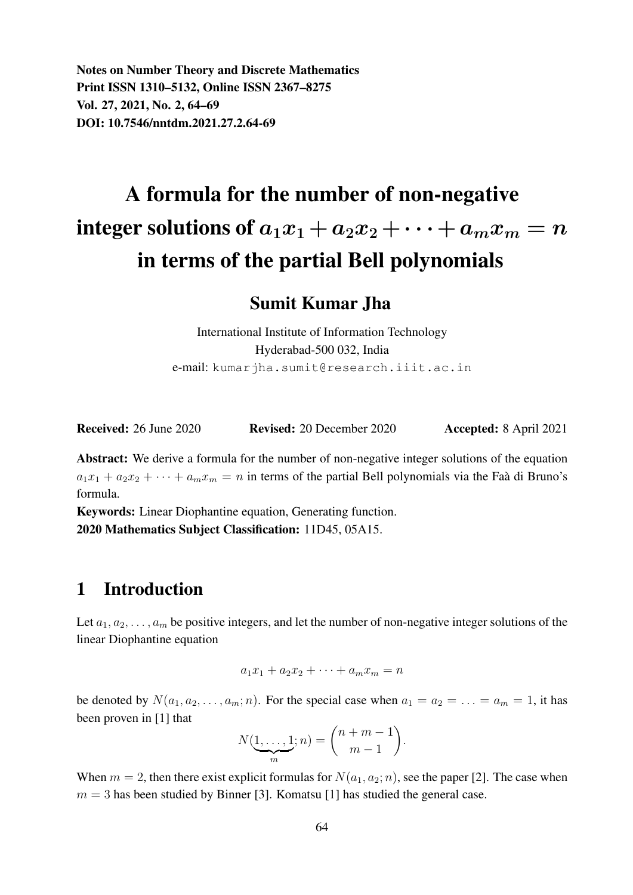**Notes on Number Theory and Discrete Mathematics**
**Print ISSN 1310–5132, Online ISSN 2367–8275**
**Vol. 27, 2021, No. 2, 64–69**
**DOI: 10.7546/nntdm.2021.27.2.64-69**

# A formula for the number of non-negative integer solutions of $a_1x_1 + a_2x_2 + \cdots + a_mx_m = n$ in terms of the partial Bell polynomials

## Sumit Kumar Jha

International Institute of Information Technology
Hyderabad-500 032, India
e-mail: kumarjha.sumit@research.iiit.ac.in

**Received:** 26 June 2020 **Revised:** 20 December 2020 **Accepted:** 8 April 2021

**Abstract:** We derive a formula for the number of non-negative integer solutions of the equation $a_1x_1 + a_2x_2 + \cdots + a_mx_m = n$ in terms of the partial Bell polynomials via the Faà di Bruno's formula.

**Keywords:** Linear Diophantine equation, Generating function.

**2020 Mathematics Subject Classification:** 11D45, 05A15.

## 1 Introduction

Let $a_1, a_2, \ldots, a_m$ be positive integers, and let the number of non-negative integer solutions of the linear Diophantine equation

$$a_1x_1 + a_2x_2 + \cdots + a_mx_m = n$$

be denoted by $N(a_1, a_2, \ldots, a_m; n)$. For the special case when $a_1 = a_2 = \ldots = a_m = 1$, it has been proven in [1] that

$$N(\underbrace{1, \ldots, 1}_{m}; n) = \binom{n+m-1}{m-1}.$$

When $m = 2$, then there exist explicit formulas for $N(a_1, a_2; n)$, see the paper [2]. The case when $m = 3$ has been studied by Binner [3]. Komatsu [1] has studied the general case.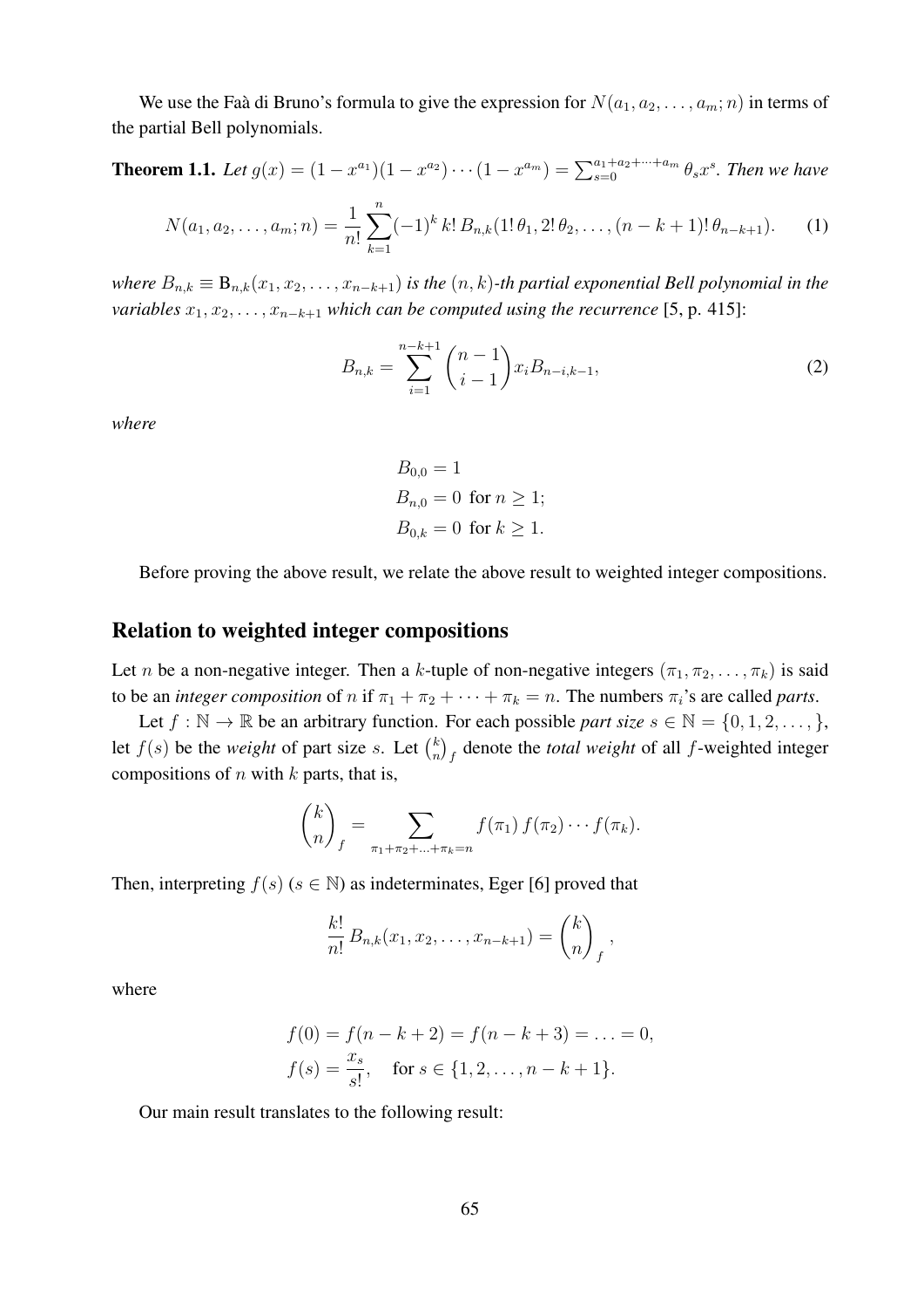We use the Faà di Bruno's formula to give the expression for $N(a_1, a_2, \ldots, a_m; n)$ in terms of the partial Bell polynomials.

**Theorem 1.1.** *Let* $g(x) = (1-x^{a_1})(1-x^{a_2})\cdots(1-x^{a_m}) = \sum_{s=0}^{a_1+a_2+\cdots+a_m} \theta_s x^s$*. Then we have*

$$N(a_1, a_2, \ldots, a_m; n) = \frac{1}{n!} \sum_{k=1}^{n} (-1)^k \, k! \, B_{n,k}(1!\,\theta_1, 2!\,\theta_2, \ldots, (n-k+1)!\,\theta_{n-k+1}). \tag{1}$$

*where* $B_{n,k} \equiv \mathsf{B}_{n,k}(x_1, x_2, \ldots, x_{n-k+1})$ *is the* $(n,k)$*-th partial exponential Bell polynomial in the variables* $x_1, x_2, \ldots, x_{n-k+1}$ *which can be computed using the recurrence* [5, p. 415]:

$$B_{n,k} = \sum_{i=1}^{n-k+1} \binom{n-1}{i-1} x_i B_{n-i,k-1}, \tag{2}$$

*where*

$$\begin{aligned} &B_{0,0} = 1 \\ &B_{n,0} = 0 \text{ for } n \geq 1; \\ &B_{0,k} = 0 \text{ for } k \geq 1. \end{aligned}$$

Before proving the above result, we relate the above result to weighted integer compositions.

## Relation to weighted integer compositions

Let $n$ be a non-negative integer. Then a $k$-tuple of non-negative integers $(\pi_1, \pi_2, \ldots, \pi_k)$ is said to be an *integer composition* of $n$ if $\pi_1 + \pi_2 + \cdots + \pi_k = n$. The numbers $\pi_i$'s are called *parts*.

Let $f : \mathbb{N} \to \mathbb{R}$ be an arbitrary function. For each possible *part size* $s \in \mathbb{N} = \{0, 1, 2, \ldots, \}$, let $f(s)$ be the *weight* of part size $s$. Let $\binom{k}{n}_f$ denote the *total weight* of all $f$-weighted integer compositions of $n$ with $k$ parts, that is,

$$\binom{k}{n}_f = \sum_{\pi_1+\pi_2+\ldots+\pi_k=n} f(\pi_1)\, f(\pi_2) \cdots f(\pi_k).$$

Then, interpreting $f(s)$ ($s \in \mathbb{N}$) as indeterminates, Eger [6] proved that

$$\frac{k!}{n!}\, B_{n,k}(x_1, x_2, \ldots, x_{n-k+1}) = \binom{k}{n}_f,$$

where

$$\begin{aligned} &f(0) = f(n-k+2) = f(n-k+3) = \ldots = 0, \\ &f(s) = \frac{x_s}{s!}, \quad \text{for } s \in \{1, 2, \ldots, n-k+1\}. \end{aligned}$$

Our main result translates to the following result: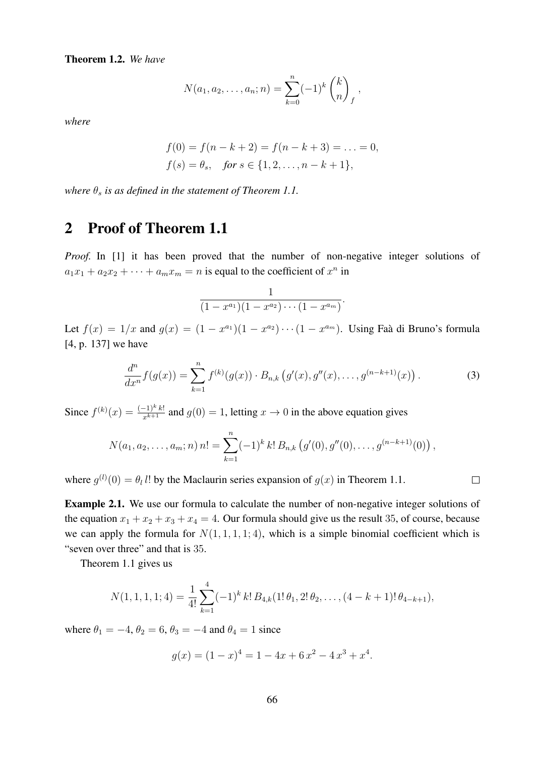**Theorem 1.2.** *We have*

$$N(a_1, a_2, \ldots, a_n; n) = \sum_{k=0}^{n} (-1)^k \binom{k}{n}_f,$$

*where*

$$f(0) = f(n-k+2) = f(n-k+3) = \ldots = 0,$$
$$f(s) = \theta_s, \quad \textit{for } s \in \{1, 2, \ldots, n-k+1\},$$

*where $\theta_s$ is as defined in the statement of Theorem 1.1.*

## 2 Proof of Theorem 1.1

*Proof.* In [1] it has been proved that the number of non-negative integer solutions of $a_1x_1 + a_2x_2 + \cdots + a_mx_m = n$ is equal to the coefficient of $x^n$ in

$$\frac{1}{(1-x^{a_1})(1-x^{a_2})\cdots(1-x^{a_m})}.$$

Let $f(x) = 1/x$ and $g(x) = (1-x^{a_1})(1-x^{a_2})\cdots(1-x^{a_m})$. Using Faà di Bruno's formula [4, p. 137] we have

$$\frac{d^n}{dx^n} f(g(x)) = \sum_{k=1}^{n} f^{(k)}(g(x)) \cdot B_{n,k}\left(g'(x), g''(x), \ldots, g^{(n-k+1)}(x)\right). \tag{3}$$

Since $f^{(k)}(x) = \frac{(-1)^k\, k!}{x^{k+1}}$ and $g(0) = 1$, letting $x \to 0$ in the above equation gives

$$N(a_1, a_2, \ldots, a_m; n)\, n! = \sum_{k=1}^{n} (-1)^k\, k!\, B_{n,k}\left(g'(0), g''(0), \ldots, g^{(n-k+1)}(0)\right),$$

where $g^{(l)}(0) = \theta_l\, l!$ by the Maclaurin series expansion of $g(x)$ in Theorem 1.1. □

**Example 2.1.** We use our formula to calculate the number of non-negative integer solutions of the equation $x_1 + x_2 + x_3 + x_4 = 4$. Our formula should give us the result 35, of course, because we can apply the formula for $N(1, 1, 1, 1; 4)$, which is a simple binomial coefficient which is "seven over three" and that is 35.

Theorem 1.1 gives us

$$N(1, 1, 1, 1; 4) = \frac{1}{4!} \sum_{k=1}^{4} (-1)^k\, k!\, B_{4,k}(1!\,\theta_1, 2!\,\theta_2, \ldots, (4-k+1)!\,\theta_{4-k+1}),$$

where $\theta_1 = -4$, $\theta_2 = 6$, $\theta_3 = -4$ and $\theta_4 = 1$ since

$$g(x) = (1-x)^4 = 1 - 4x + 6\,x^2 - 4\,x^3 + x^4.$$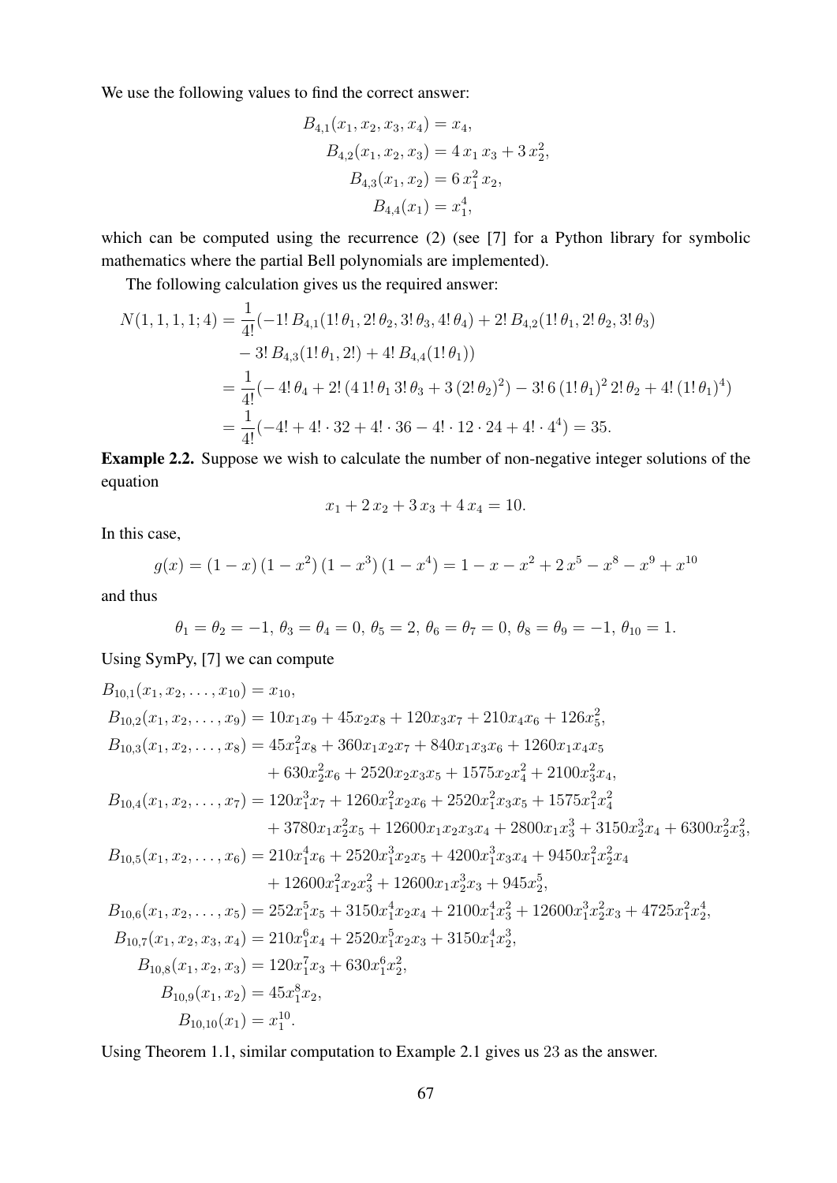We use the following values to find the correct answer:

$$\begin{aligned}
B_{4,1}(x_1, x_2, x_3, x_4) &= x_4, \\
B_{4,2}(x_1, x_2, x_3) &= 4\, x_1\, x_3 + 3\, x_2^2, \\
B_{4,3}(x_1, x_2) &= 6\, x_1^2\, x_2, \\
B_{4,4}(x_1) &= x_1^4,
\end{aligned}$$

which can be computed using the recurrence (2) (see [7] for a Python library for symbolic mathematics where the partial Bell polynomials are implemented).

The following calculation gives us the required answer:

$$\begin{aligned}
N(1,1,1,1;4) &= \frac{1}{4!}(-1!\, B_{4,1}(1!\,\theta_1, 2!\,\theta_2, 3!\,\theta_3, 4!\,\theta_4) + 2!\, B_{4,2}(1!\,\theta_1, 2!\,\theta_2, 3!\,\theta_3) \\
&\quad - 3!\, B_{4,3}(1!\,\theta_1, 2!) + 4!\, B_{4,4}(1!\,\theta_1)) \\
&= \frac{1}{4!}(-4!\,\theta_4 + 2!\,(4\,1!\,\theta_1\, 3!\,\theta_3 + 3\,(2!\,\theta_2)^2) - 3!\, 6\,(1!\,\theta_1)^2\, 2!\,\theta_2 + 4!\,(1!\,\theta_1)^4) \\
&= \frac{1}{4!}(-4! + 4! \cdot 32 + 4! \cdot 36 - 4! \cdot 12 \cdot 24 + 4! \cdot 4^4) = 35.
\end{aligned}$$

**Example 2.2.** Suppose we wish to calculate the number of non-negative integer solutions of the equation

$$x_1 + 2\, x_2 + 3\, x_3 + 4\, x_4 = 10.$$

In this case,

$$g(x) = (1-x)\,(1-x^2)\,(1-x^3)\,(1-x^4) = 1 - x - x^2 + 2\,x^5 - x^8 - x^9 + x^{10}$$

and thus

$$\theta_1 = \theta_2 = -1,\ \theta_3 = \theta_4 = 0,\ \theta_5 = 2,\ \theta_6 = \theta_7 = 0,\ \theta_8 = \theta_9 = -1,\ \theta_{10} = 1.$$

Using SymPy, [7] we can compute

$$\begin{aligned}
B_{10,1}(x_1, x_2, \ldots, x_{10}) &= x_{10}, \\
B_{10,2}(x_1, x_2, \ldots, x_9) &= 10x_1x_9 + 45x_2x_8 + 120x_3x_7 + 210x_4x_6 + 126x_5^2, \\
B_{10,3}(x_1, x_2, \ldots, x_8) &= 45x_1^2x_8 + 360x_1x_2x_7 + 840x_1x_3x_6 + 1260x_1x_4x_5 \\
&\quad + 630x_2^2x_6 + 2520x_2x_3x_5 + 1575x_2x_4^2 + 2100x_3^2x_4, \\
B_{10,4}(x_1, x_2, \ldots, x_7) &= 120x_1^3x_7 + 1260x_1^2x_2x_6 + 2520x_1^2x_3x_5 + 1575x_1^2x_4^2 \\
&\quad + 3780x_1x_2^2x_5 + 12600x_1x_2x_3x_4 + 2800x_1x_3^3 + 3150x_2^3x_4 + 6300x_2^2x_3^2, \\
B_{10,5}(x_1, x_2, \ldots, x_6) &= 210x_1^4x_6 + 2520x_1^3x_2x_5 + 4200x_1^3x_3x_4 + 9450x_1^2x_2^2x_4 \\
&\quad + 12600x_1^2x_2x_3^2 + 12600x_1x_2^3x_3 + 945x_2^5, \\
B_{10,6}(x_1, x_2, \ldots, x_5) &= 252x_1^5x_5 + 3150x_1^4x_2x_4 + 2100x_1^4x_3^2 + 12600x_1^3x_2^2x_3 + 4725x_1^2x_2^4, \\
B_{10,7}(x_1, x_2, x_3, x_4) &= 210x_1^6x_4 + 2520x_1^5x_2x_3 + 3150x_1^4x_2^3, \\
B_{10,8}(x_1, x_2, x_3) &= 120x_1^7x_3 + 630x_1^6x_2^2, \\
B_{10,9}(x_1, x_2) &= 45x_1^8x_2, \\
B_{10,10}(x_1) &= x_1^{10}.
\end{aligned}$$

Using Theorem 1.1, similar computation to Example 2.1 gives us 23 as the answer.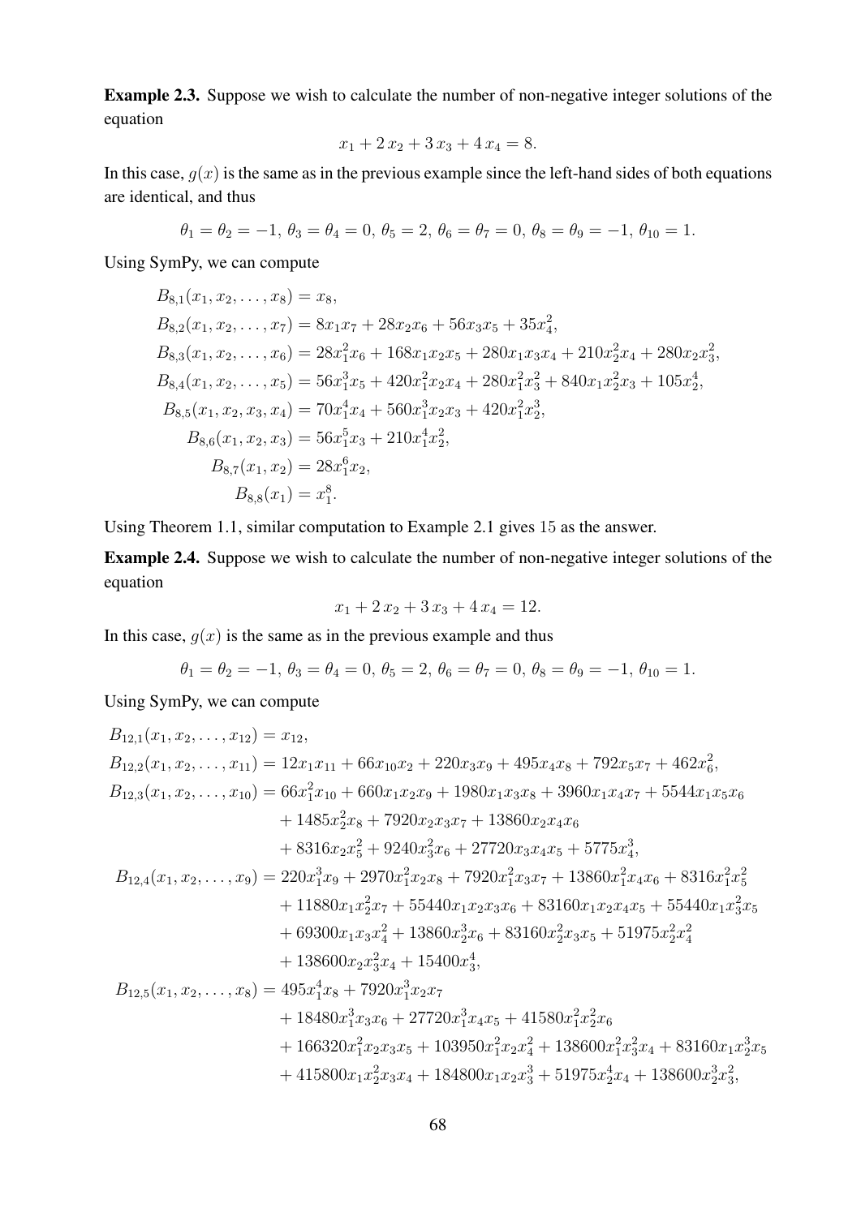**Example 2.3.** Suppose we wish to calculate the number of non-negative integer solutions of the equation

$$x_1 + 2\,x_2 + 3\,x_3 + 4\,x_4 = 8.$$

In this case, $g(x)$ is the same as in the previous example since the left-hand sides of both equations are identical, and thus

$$\theta_1 = \theta_2 = -1,\ \theta_3 = \theta_4 = 0,\ \theta_5 = 2,\ \theta_6 = \theta_7 = 0,\ \theta_8 = \theta_9 = -1,\ \theta_{10} = 1.$$

Using SymPy, we can compute

$$\begin{aligned}
B_{8,1}(x_1, x_2, \ldots, x_8) &= x_8,\\
B_{8,2}(x_1, x_2, \ldots, x_7) &= 8x_1x_7 + 28x_2x_6 + 56x_3x_5 + 35x_4^2,\\
B_{8,3}(x_1, x_2, \ldots, x_6) &= 28x_1^2x_6 + 168x_1x_2x_5 + 280x_1x_3x_4 + 210x_2^2x_4 + 280x_2x_3^2,\\
B_{8,4}(x_1, x_2, \ldots, x_5) &= 56x_1^3x_5 + 420x_1^2x_2x_4 + 280x_1^2x_3^2 + 840x_1x_2^2x_3 + 105x_2^4,\\
B_{8,5}(x_1, x_2, x_3, x_4) &= 70x_1^4x_4 + 560x_1^3x_2x_3 + 420x_1^2x_2^3,\\
B_{8,6}(x_1, x_2, x_3) &= 56x_1^5x_3 + 210x_1^4x_2^2,\\
B_{8,7}(x_1, x_2) &= 28x_1^6x_2,\\
B_{8,8}(x_1) &= x_1^8.
\end{aligned}$$

Using Theorem 1.1, similar computation to Example 2.1 gives 15 as the answer.

**Example 2.4.** Suppose we wish to calculate the number of non-negative integer solutions of the equation

$$x_1 + 2\,x_2 + 3\,x_3 + 4\,x_4 = 12.$$

In this case, $g(x)$ is the same as in the previous example and thus

$$\theta_1 = \theta_2 = -1,\ \theta_3 = \theta_4 = 0,\ \theta_5 = 2,\ \theta_6 = \theta_7 = 0,\ \theta_8 = \theta_9 = -1,\ \theta_{10} = 1.$$

Using SymPy, we can compute

$$\begin{aligned}
B_{12,1}(x_1, x_2, \ldots, x_{12}) &= x_{12},\\
B_{12,2}(x_1, x_2, \ldots, x_{11}) &= 12x_1x_{11} + 66x_{10}x_2 + 220x_3x_9 + 495x_4x_8 + 792x_5x_7 + 462x_6^2,\\
B_{12,3}(x_1, x_2, \ldots, x_{10}) &= 66x_1^2x_{10} + 660x_1x_2x_9 + 1980x_1x_3x_8 + 3960x_1x_4x_7 + 5544x_1x_5x_6\\
&\quad + 1485x_2^2x_8 + 7920x_2x_3x_7 + 13860x_2x_4x_6\\
&\quad + 8316x_2x_5^2 + 9240x_3^2x_6 + 27720x_3x_4x_5 + 5775x_4^3,\\
B_{12,4}(x_1, x_2, \ldots, x_9) &= 220x_1^3x_9 + 2970x_1^2x_2x_8 + 7920x_1^2x_3x_7 + 13860x_1^2x_4x_6 + 8316x_1^2x_5^2\\
&\quad + 11880x_1x_2^2x_7 + 55440x_1x_2x_3x_6 + 83160x_1x_2x_4x_5 + 55440x_1x_3^2x_5\\
&\quad + 69300x_1x_3x_4^2 + 13860x_2^3x_6 + 83160x_2^2x_3x_5 + 51975x_2^2x_4^2\\
&\quad + 138600x_2x_3^2x_4 + 15400x_3^4,\\
B_{12,5}(x_1, x_2, \ldots, x_8) &= 495x_1^4x_8 + 7920x_1^3x_2x_7\\
&\quad + 18480x_1^3x_3x_6 + 27720x_1^3x_4x_5 + 41580x_1^2x_2^2x_6\\
&\quad + 166320x_1^2x_2x_3x_5 + 103950x_1^2x_2x_4^2 + 138600x_1^2x_3^2x_4 + 83160x_1x_2^3x_5\\
&\quad + 415800x_1x_2^2x_3x_4 + 184800x_1x_2x_3^3 + 51975x_2^4x_4 + 138600x_2^3x_3^2,
\end{aligned}$$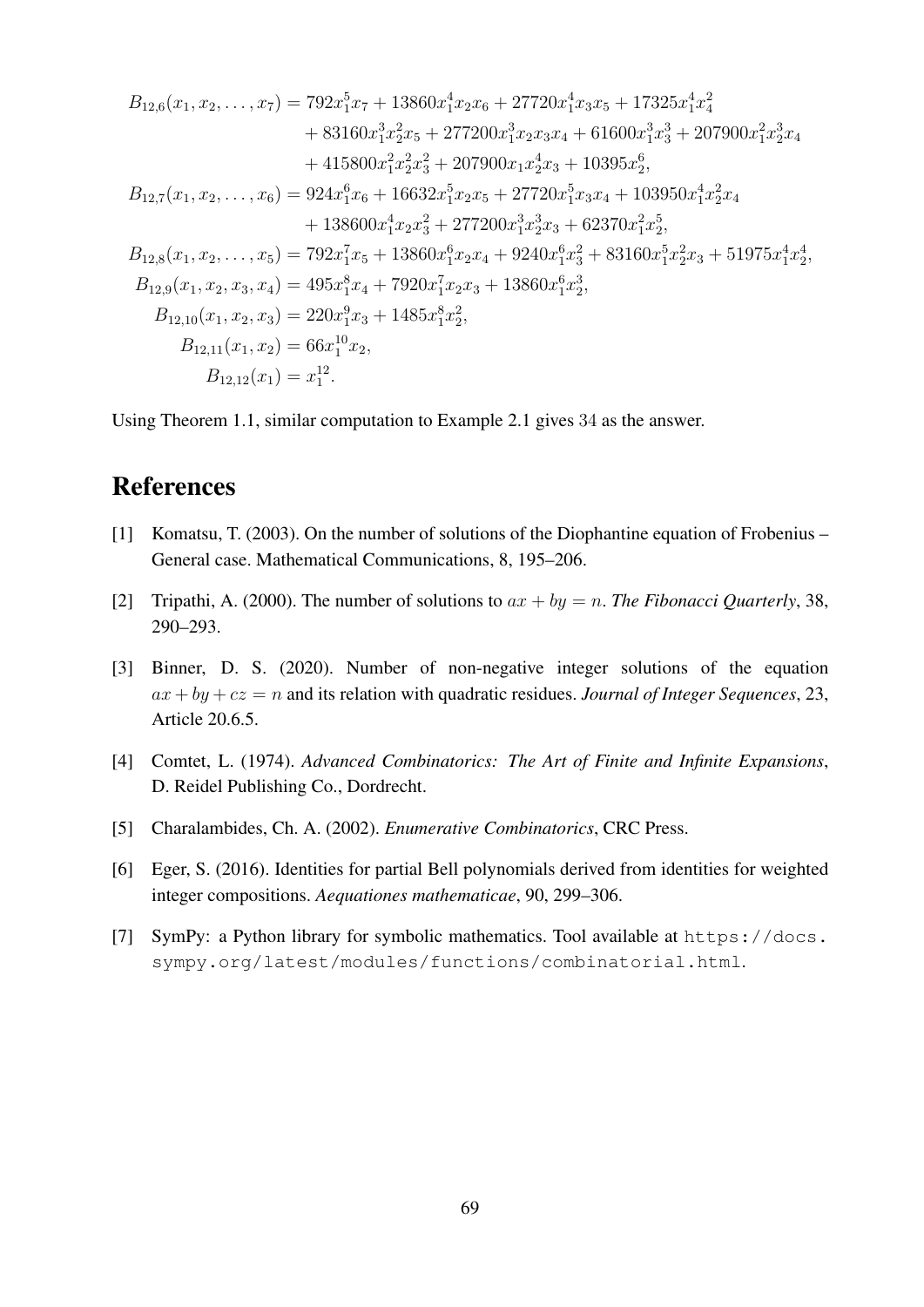$$
\begin{aligned}
B_{12,6}(x_1, x_2, \ldots, x_7) &= 792x_1^5x_7 + 13860x_1^4x_2x_6 + 27720x_1^4x_3x_5 + 17325x_1^4x_4^2 \\
&\quad + 83160x_1^3x_2^2x_5 + 277200x_1^3x_2x_3x_4 + 61600x_1^3x_3^3 + 207900x_1^2x_2^3x_4 \\
&\quad + 415800x_1^2x_2^2x_3^2 + 207900x_1x_2^4x_3 + 10395x_2^6, \\
B_{12,7}(x_1, x_2, \ldots, x_6) &= 924x_1^6x_6 + 16632x_1^5x_2x_5 + 27720x_1^5x_3x_4 + 103950x_1^4x_2^2x_4 \\
&\quad + 138600x_1^4x_2x_3^2 + 277200x_1^3x_2^3x_3 + 62370x_1^2x_2^5, \\
B_{12,8}(x_1, x_2, \ldots, x_5) &= 792x_1^7x_5 + 13860x_1^6x_2x_4 + 9240x_1^6x_3^2 + 83160x_1^5x_2^2x_3 + 51975x_1^4x_2^4, \\
B_{12,9}(x_1, x_2, x_3, x_4) &= 495x_1^8x_4 + 7920x_1^7x_2x_3 + 13860x_1^6x_2^3, \\
B_{12,10}(x_1, x_2, x_3) &= 220x_1^9x_3 + 1485x_1^8x_2^2, \\
B_{12,11}(x_1, x_2) &= 66x_1^{10}x_2, \\
B_{12,12}(x_1) &= x_1^{12}.
\end{aligned}
$$

Using Theorem 1.1, similar computation to Example 2.1 gives 34 as the answer.

# References

[1] Komatsu, T. (2003). On the number of solutions of the Diophantine equation of Frobenius – General case. Mathematical Communications, 8, 195–206.

[2] Tripathi, A. (2000). The number of solutions to $ax + by = n$. *The Fibonacci Quarterly*, 38, 290–293.

[3] Binner, D. S. (2020). Number of non-negative integer solutions of the equation $ax + by + cz = n$ and its relation with quadratic residues. *Journal of Integer Sequences*, 23, Article 20.6.5.

[4] Comtet, L. (1974). *Advanced Combinatorics: The Art of Finite and Infinite Expansions*, D. Reidel Publishing Co., Dordrecht.

[5] Charalambides, Ch. A. (2002). *Enumerative Combinatorics*, CRC Press.

[6] Eger, S. (2016). Identities for partial Bell polynomials derived from identities for weighted integer compositions. *Aequationes mathematicae*, 90, 299–306.

[7] SymPy: a Python library for symbolic mathematics. Tool available at https://docs.sympy.org/latest/modules/functions/combinatorial.html.